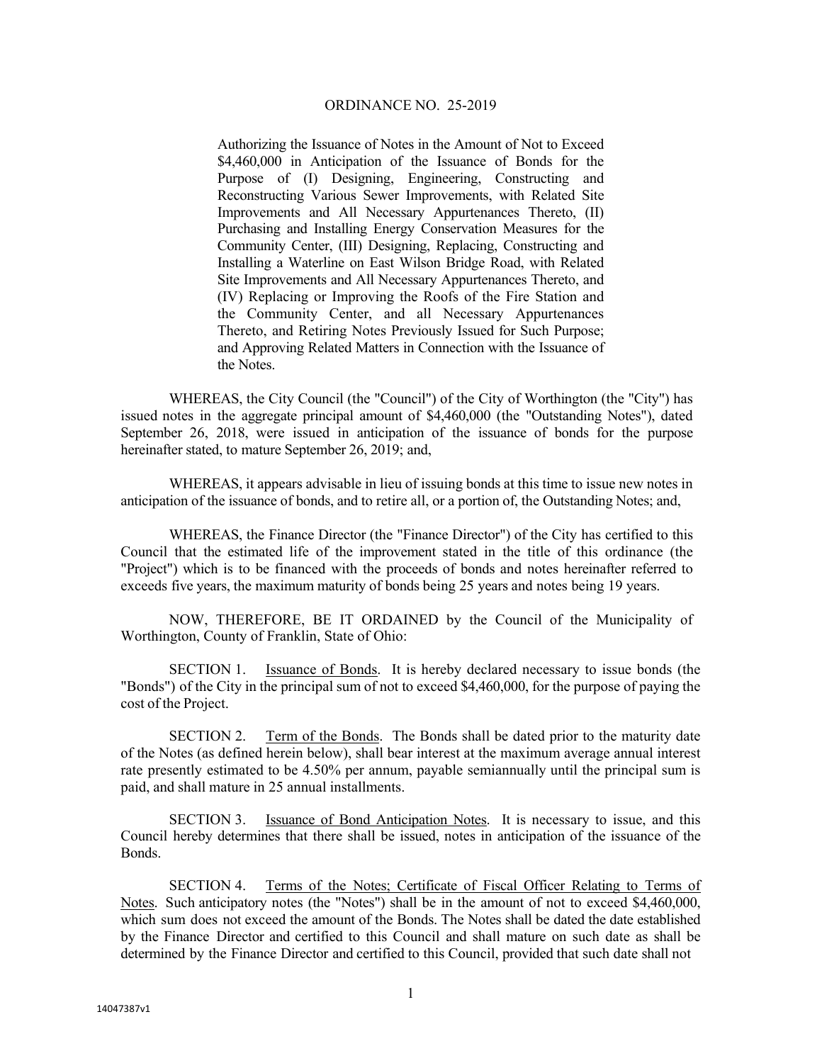# ORDINANCE NO. 25-2019

Authorizing the Issuance of Notes in the Amount of Not to Exceed $4,460,000 in Anticipation of the Issuance of Bonds for the Purpose of (I) Designing, Engineering, Constructing and Reconstructing Various Sewer Improvements, with Related Site Improvements and All Necessary Appurtenances Thereto, (II) Purchasing and Installing Energy Conservation Measures for the Community Center, (III) Designing, Replacing, Constructing and Installing a Waterline on East Wilson Bridge Road, with Related Site Improvements and All Necessary Appurtenances Thereto, and (IV) Replacing or Improving the Roofs of the Fire Station and the Community Center, and all Necessary Appurtenances Thereto, and Retiring Notes Previously Issued for Such Purpose; and Approving Related Matters in Connection with the Issuance of the Notes.

WHEREAS, the City Council (the "Council") of the City of Worthington (the "City") has issued notes in the aggregate principal amount of $4,460,000 (the "Outstanding Notes"), dated September 26, 2018, were issued in anticipation of the issuance of bonds for the purpose hereinafter stated, to mature September 26, 2019; and,

WHEREAS, it appears advisable in lieu of issuing bonds at this time to issue new notes in anticipation of the issuance of bonds, and to retire all, or a portion of, the Outstanding Notes; and,

WHEREAS, the Finance Director (the "Finance Director") of the City has certified to this Council that the estimated life of the improvement stated in the title of this ordinance (the "Project") which is to be financed with the proceeds of bonds and notes hereinafter referred to exceeds five years, the maximum maturity of bonds being 25 years and notes being 19 years.

NOW, THEREFORE, BE IT ORDAINED by the Council of the Municipality of Worthington, County of Franklin, State of Ohio:

SECTION 1. Issuance of Bonds. It is hereby declared necessary to issue bonds (the "Bonds") of the City in the principal sum of not to exceed $4,460,000, for the purpose of paying the cost of the Project.

SECTION 2. Term of the Bonds. The Bonds shall be dated prior to the maturity date of the Notes (as defined herein below), shall bear interest at the maximum average annual interest rate presently estimated to be 4.50% per annum, payable semiannually until the principal sum is paid, and shall mature in 25 annual installments.

SECTION 3. Issuance of Bond Anticipation Notes. It is necessary to issue, and this Council hereby determines that there shall be issued, notes in anticipation of the issuance of the Bonds.

SECTION 4. Terms of the Notes; Certificate of Fiscal Officer Relating to Terms of Notes. Such anticipatory notes (the "Notes") shall be in the amount of not to exceed $4,460,000, which sum does not exceed the amount of the Bonds. The Notes shall be dated the date established by the Finance Director and certified to this Council and shall mature on such date as shall be determined by the Finance Director and certified to this Council, provided that such date shall not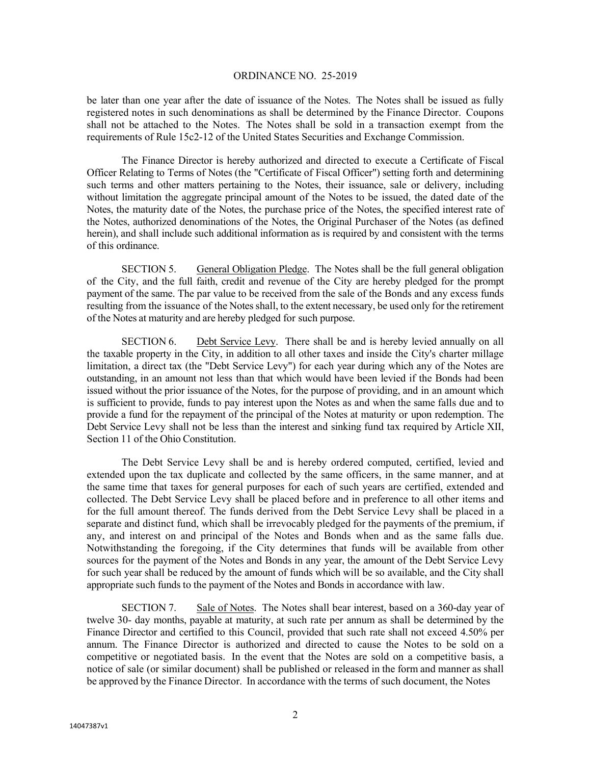be later than one year after the date of issuance of the Notes. The Notes shall be issued as fully registered notes in such denominations as shall be determined by the Finance Director. Coupons shall not be attached to the Notes. The Notes shall be sold in a transaction exempt from the requirements of Rule 15c2-12 of the United States Securities and Exchange Commission.

The Finance Director is hereby authorized and directed to execute a Certificate of Fiscal Officer Relating to Terms of Notes (the "Certificate of Fiscal Officer") setting forth and determining such terms and other matters pertaining to the Notes, their issuance, sale or delivery, including without limitation the aggregate principal amount of the Notes to be issued, the dated date of the Notes, the maturity date of the Notes, the purchase price of the Notes, the specified interest rate of the Notes, authorized denominations of the Notes, the Original Purchaser of the Notes (as defined herein), and shall include such additional information as is required by and consistent with the terms of this ordinance.

SECTION 5. General Obligation Pledge. The Notes shall be the full general obligation of the City, and the full faith, credit and revenue of the City are hereby pledged for the prompt payment of the same. The par value to be received from the sale of the Bonds and any excess funds resulting from the issuance of the Notes shall, to the extent necessary, be used only for the retirement of the Notes at maturity and are hereby pledged for such purpose.

SECTION 6. Debt Service Levy. There shall be and is hereby levied annually on all the taxable property in the City, in addition to all other taxes and inside the City's charter millage limitation, a direct tax (the "Debt Service Levy") for each year during which any of the Notes are outstanding, in an amount not less than that which would have been levied if the Bonds had been issued without the prior issuance of the Notes, for the purpose of providing, and in an amount which is sufficient to provide, funds to pay interest upon the Notes as and when the same falls due and to provide a fund for the repayment of the principal of the Notes at maturity or upon redemption. The Debt Service Levy shall not be less than the interest and sinking fund tax required by Article XII, Section 11 of the Ohio Constitution.

The Debt Service Levy shall be and is hereby ordered computed, certified, levied and extended upon the tax duplicate and collected by the same officers, in the same manner, and at the same time that taxes for general purposes for each of such years are certified, extended and collected. The Debt Service Levy shall be placed before and in preference to all other items and for the full amount thereof. The funds derived from the Debt Service Levy shall be placed in a separate and distinct fund, which shall be irrevocably pledged for the payments of the premium, if any, and interest on and principal of the Notes and Bonds when and as the same falls due. Notwithstanding the foregoing, if the City determines that funds will be available from other sources for the payment of the Notes and Bonds in any year, the amount of the Debt Service Levy for such year shall be reduced by the amount of funds which will be so available, and the City shall appropriate such funds to the payment of the Notes and Bonds in accordance with law.

SECTION 7. Sale of Notes. The Notes shall bear interest, based on a 360-day year of twelve 30- day months, payable at maturity, at such rate per annum as shall be determined by the Finance Director and certified to this Council, provided that such rate shall not exceed 4.50% per annum. The Finance Director is authorized and directed to cause the Notes to be sold on a competitive or negotiated basis. In the event that the Notes are sold on a competitive basis, a notice of sale (or similar document) shall be published or released in the form and manner as shall be approved by the Finance Director. In accordance with the terms of such document, the Notes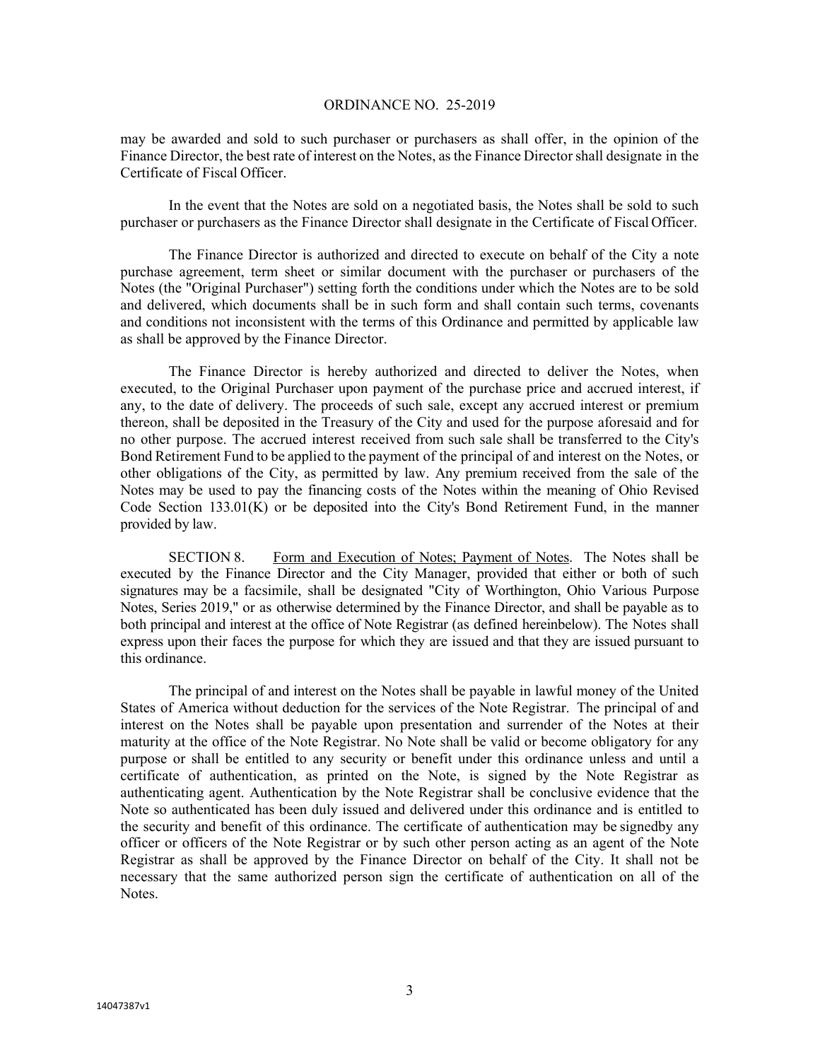may be awarded and sold to such purchaser or purchasers as shall offer, in the opinion of the Finance Director, the best rate of interest on the Notes, as the Finance Director shall designate in the Certificate of Fiscal Officer.

In the event that the Notes are sold on a negotiated basis, the Notes shall be sold to such purchaser or purchasers as the Finance Director shall designate in the Certificate of Fiscal Officer.

The Finance Director is authorized and directed to execute on behalf of the City a note purchase agreement, term sheet or similar document with the purchaser or purchasers of the Notes (the "Original Purchaser") setting forth the conditions under which the Notes are to be sold and delivered, which documents shall be in such form and shall contain such terms, covenants and conditions not inconsistent with the terms of this Ordinance and permitted by applicable law as shall be approved by the Finance Director.

The Finance Director is hereby authorized and directed to deliver the Notes, when executed, to the Original Purchaser upon payment of the purchase price and accrued interest, if any, to the date of delivery. The proceeds of such sale, except any accrued interest or premium thereon, shall be deposited in the Treasury of the City and used for the purpose aforesaid and for no other purpose. The accrued interest received from such sale shall be transferred to the City's Bond Retirement Fund to be applied to the payment of the principal of and interest on the Notes, or other obligations of the City, as permitted by law. Any premium received from the sale of the Notes may be used to pay the financing costs of the Notes within the meaning of Ohio Revised Code Section 133.01(K) or be deposited into the City's Bond Retirement Fund, in the manner provided by law.

SECTION 8. Form and Execution of Notes; Payment of Notes. The Notes shall be executed by the Finance Director and the City Manager, provided that either or both of such signatures may be a facsimile, shall be designated "City of Worthington, Ohio Various Purpose Notes, Series 2019," or as otherwise determined by the Finance Director, and shall be payable as to both principal and interest at the office of Note Registrar (as defined hereinbelow). The Notes shall express upon their faces the purpose for which they are issued and that they are issued pursuant to this ordinance.

The principal of and interest on the Notes shall be payable in lawful money of the United States of America without deduction for the services of the Note Registrar. The principal of and interest on the Notes shall be payable upon presentation and surrender of the Notes at their maturity at the office of the Note Registrar. No Note shall be valid or become obligatory for any purpose or shall be entitled to any security or benefit under this ordinance unless and until a certificate of authentication, as printed on the Note, is signed by the Note Registrar as authenticating agent. Authentication by the Note Registrar shall be conclusive evidence that the Note so authenticated has been duly issued and delivered under this ordinance and is entitled to the security and benefit of this ordinance. The certificate of authentication may be signedby any officer or officers of the Note Registrar or by such other person acting as an agent of the Note Registrar as shall be approved by the Finance Director on behalf of the City. It shall not be necessary that the same authorized person sign the certificate of authentication on all of the Notes.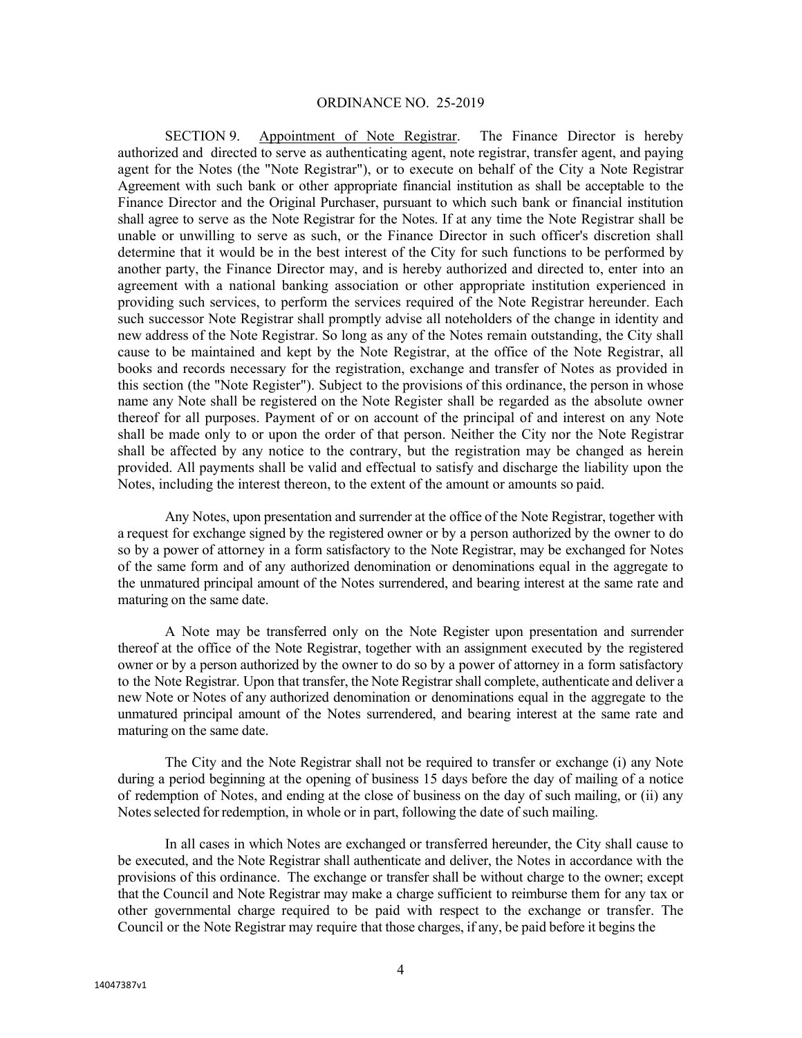ORDINANCE NO. 25-2019

SECTION 9. Appointment of Note Registrar. The Finance Director is hereby authorized and directed to serve as authenticating agent, note registrar, transfer agent, and paying agent for the Notes (the "Note Registrar"), or to execute on behalf of the City a Note Registrar Agreement with such bank or other appropriate financial institution as shall be acceptable to the Finance Director and the Original Purchaser, pursuant to which such bank or financial institution shall agree to serve as the Note Registrar for the Notes. If at any time the Note Registrar shall be unable or unwilling to serve as such, or the Finance Director in such officer's discretion shall determine that it would be in the best interest of the City for such functions to be performed by another party, the Finance Director may, and is hereby authorized and directed to, enter into an agreement with a national banking association or other appropriate institution experienced in providing such services, to perform the services required of the Note Registrar hereunder. Each such successor Note Registrar shall promptly advise all noteholders of the change in identity and new address of the Note Registrar. So long as any of the Notes remain outstanding, the City shall cause to be maintained and kept by the Note Registrar, at the office of the Note Registrar, all books and records necessary for the registration, exchange and transfer of Notes as provided in this section (the "Note Register"). Subject to the provisions of this ordinance, the person in whose name any Note shall be registered on the Note Register shall be regarded as the absolute owner thereof for all purposes. Payment of or on account of the principal of and interest on any Note shall be made only to or upon the order of that person. Neither the City nor the Note Registrar shall be affected by any notice to the contrary, but the registration may be changed as herein provided. All payments shall be valid and effectual to satisfy and discharge the liability upon the Notes, including the interest thereon, to the extent of the amount or amounts so paid.

Any Notes, upon presentation and surrender at the office of the Note Registrar, together with a request for exchange signed by the registered owner or by a person authorized by the owner to do so by a power of attorney in a form satisfactory to the Note Registrar, may be exchanged for Notes of the same form and of any authorized denomination or denominations equal in the aggregate to the unmatured principal amount of the Notes surrendered, and bearing interest at the same rate and maturing on the same date.

A Note may be transferred only on the Note Register upon presentation and surrender thereof at the office of the Note Registrar, together with an assignment executed by the registered owner or by a person authorized by the owner to do so by a power of attorney in a form satisfactory to the Note Registrar. Upon that transfer, the Note Registrar shall complete, authenticate and deliver a new Note or Notes of any authorized denomination or denominations equal in the aggregate to the unmatured principal amount of the Notes surrendered, and bearing interest at the same rate and maturing on the same date.

The City and the Note Registrar shall not be required to transfer or exchange (i) any Note during a period beginning at the opening of business 15 days before the day of mailing of a notice of redemption of Notes, and ending at the close of business on the day of such mailing, or (ii) any Notes selected for redemption, in whole or in part, following the date of such mailing.

In all cases in which Notes are exchanged or transferred hereunder, the City shall cause to be executed, and the Note Registrar shall authenticate and deliver, the Notes in accordance with the provisions of this ordinance. The exchange or transfer shall be without charge to the owner; except that the Council and Note Registrar may make a charge sufficient to reimburse them for any tax or other governmental charge required to be paid with respect to the exchange or transfer. The Council or the Note Registrar may require that those charges, if any, be paid before it begins the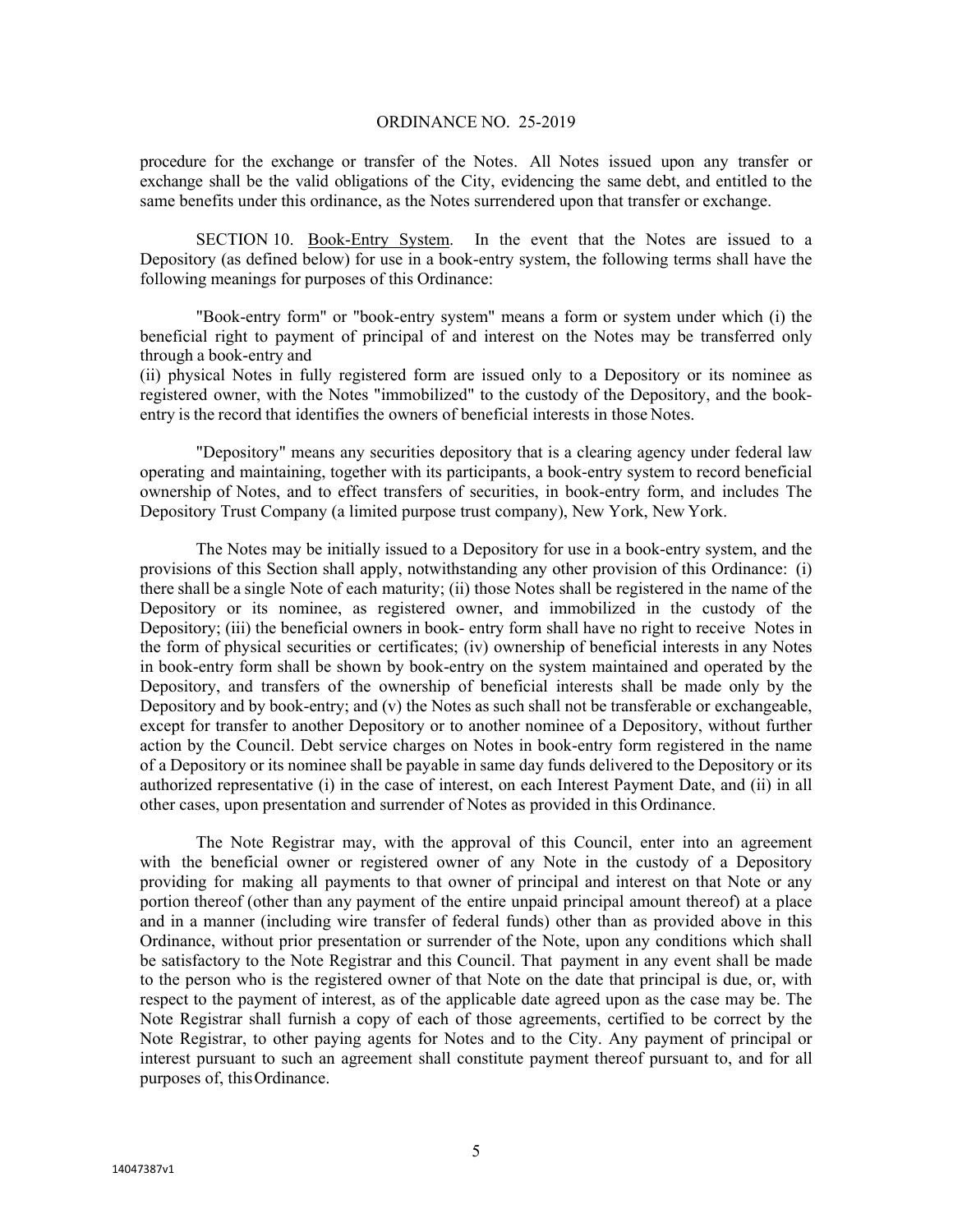procedure for the exchange or transfer of the Notes. All Notes issued upon any transfer or exchange shall be the valid obligations of the City, evidencing the same debt, and entitled to the same benefits under this ordinance, as the Notes surrendered upon that transfer or exchange.

SECTION 10. Book-Entry System. In the event that the Notes are issued to a Depository (as defined below) for use in a book-entry system, the following terms shall have the following meanings for purposes of this Ordinance:

"Book-entry form" or "book-entry system" means a form or system under which (i) the beneficial right to payment of principal of and interest on the Notes may be transferred only through a book-entry and

(ii) physical Notes in fully registered form are issued only to a Depository or its nominee as registered owner, with the Notes "immobilized" to the custody of the Depository, and the book-entry is the record that identifies the owners of beneficial interests in those Notes.

"Depository" means any securities depository that is a clearing agency under federal law operating and maintaining, together with its participants, a book-entry system to record beneficial ownership of Notes, and to effect transfers of securities, in book-entry form, and includes The Depository Trust Company (a limited purpose trust company), New York, New York.

The Notes may be initially issued to a Depository for use in a book-entry system, and the provisions of this Section shall apply, notwithstanding any other provision of this Ordinance: (i) there shall be a single Note of each maturity; (ii) those Notes shall be registered in the name of the Depository or its nominee, as registered owner, and immobilized in the custody of the Depository; (iii) the beneficial owners in book- entry form shall have no right to receive Notes in the form of physical securities or certificates; (iv) ownership of beneficial interests in any Notes in book-entry form shall be shown by book-entry on the system maintained and operated by the Depository, and transfers of the ownership of beneficial interests shall be made only by the Depository and by book-entry; and (v) the Notes as such shall not be transferable or exchangeable, except for transfer to another Depository or to another nominee of a Depository, without further action by the Council. Debt service charges on Notes in book-entry form registered in the name of a Depository or its nominee shall be payable in same day funds delivered to the Depository or its authorized representative (i) in the case of interest, on each Interest Payment Date, and (ii) in all other cases, upon presentation and surrender of Notes as provided in this Ordinance.

The Note Registrar may, with the approval of this Council, enter into an agreement with the beneficial owner or registered owner of any Note in the custody of a Depository providing for making all payments to that owner of principal and interest on that Note or any portion thereof (other than any payment of the entire unpaid principal amount thereof) at a place and in a manner (including wire transfer of federal funds) other than as provided above in this Ordinance, without prior presentation or surrender of the Note, upon any conditions which shall be satisfactory to the Note Registrar and this Council. That payment in any event shall be made to the person who is the registered owner of that Note on the date that principal is due, or, with respect to the payment of interest, as of the applicable date agreed upon as the case may be. The Note Registrar shall furnish a copy of each of those agreements, certified to be correct by the Note Registrar, to other paying agents for Notes and to the City. Any payment of principal or interest pursuant to such an agreement shall constitute payment thereof pursuant to, and for all purposes of, this Ordinance.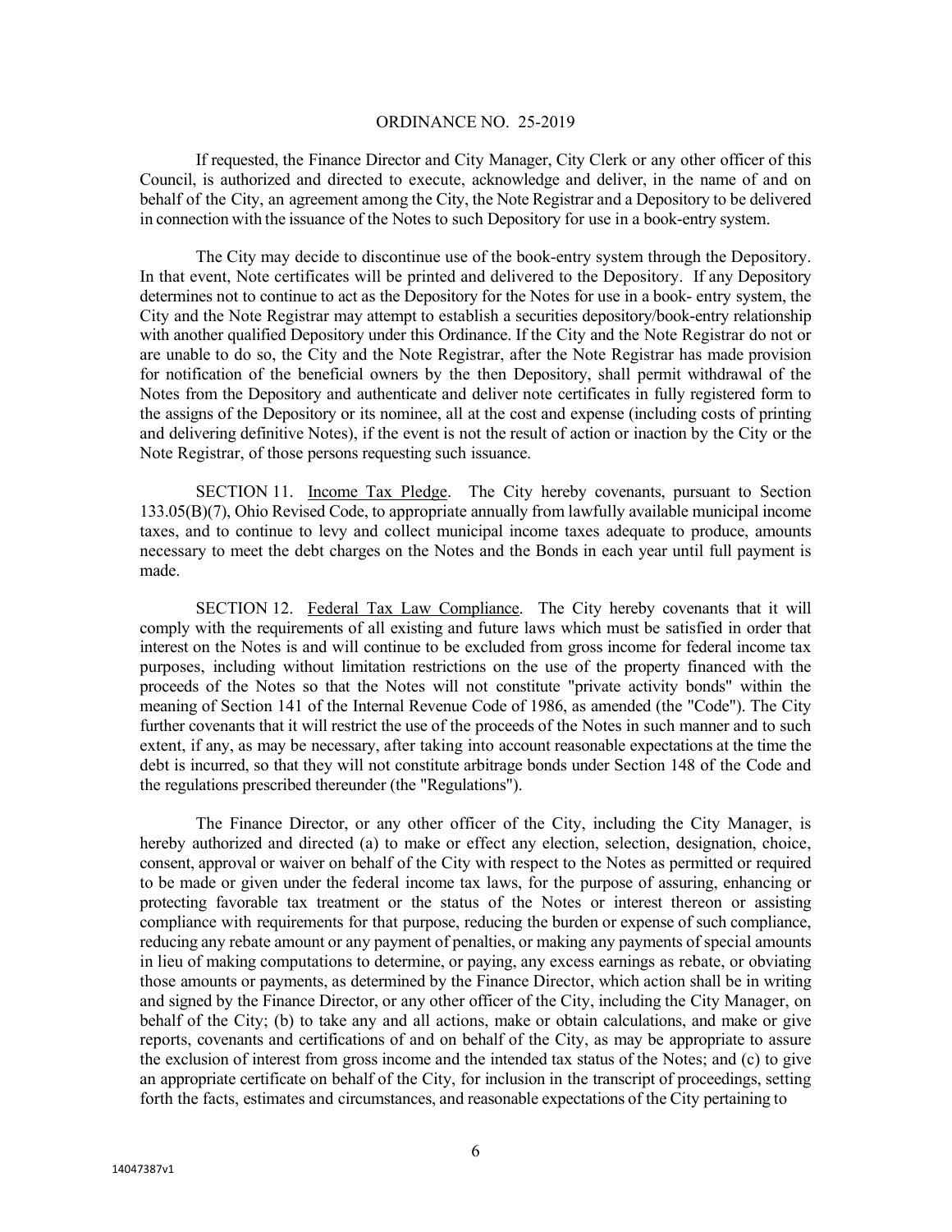ORDINANCE NO. 25-2019

If requested, the Finance Director and City Manager, City Clerk or any other officer of this Council, is authorized and directed to execute, acknowledge and deliver, in the name of and on behalf of the City, an agreement among the City, the Note Registrar and a Depository to be delivered in connection with the issuance of the Notes to such Depository for use in a book-entry system.

The City may decide to discontinue use of the book-entry system through the Depository. In that event, Note certificates will be printed and delivered to the Depository. If any Depository determines not to continue to act as the Depository for the Notes for use in a book- entry system, the City and the Note Registrar may attempt to establish a securities depository/book-entry relationship with another qualified Depository under this Ordinance. If the City and the Note Registrar do not or are unable to do so, the City and the Note Registrar, after the Note Registrar has made provision for notification of the beneficial owners by the then Depository, shall permit withdrawal of the Notes from the Depository and authenticate and deliver note certificates in fully registered form to the assigns of the Depository or its nominee, all at the cost and expense (including costs of printing and delivering definitive Notes), if the event is not the result of action or inaction by the City or the Note Registrar, of those persons requesting such issuance.

SECTION 11. Income Tax Pledge. The City hereby covenants, pursuant to Section 133.05(B)(7), Ohio Revised Code, to appropriate annually from lawfully available municipal income taxes, and to continue to levy and collect municipal income taxes adequate to produce, amounts necessary to meet the debt charges on the Notes and the Bonds in each year until full payment is made.

SECTION 12. Federal Tax Law Compliance. The City hereby covenants that it will comply with the requirements of all existing and future laws which must be satisfied in order that interest on the Notes is and will continue to be excluded from gross income for federal income tax purposes, including without limitation restrictions on the use of the property financed with the proceeds of the Notes so that the Notes will not constitute "private activity bonds" within the meaning of Section 141 of the Internal Revenue Code of 1986, as amended (the "Code"). The City further covenants that it will restrict the use of the proceeds of the Notes in such manner and to such extent, if any, as may be necessary, after taking into account reasonable expectations at the time the debt is incurred, so that they will not constitute arbitrage bonds under Section 148 of the Code and the regulations prescribed thereunder (the "Regulations").

The Finance Director, or any other officer of the City, including the City Manager, is hereby authorized and directed (a) to make or effect any election, selection, designation, choice, consent, approval or waiver on behalf of the City with respect to the Notes as permitted or required to be made or given under the federal income tax laws, for the purpose of assuring, enhancing or protecting favorable tax treatment or the status of the Notes or interest thereon or assisting compliance with requirements for that purpose, reducing the burden or expense of such compliance, reducing any rebate amount or any payment of penalties, or making any payments of special amounts in lieu of making computations to determine, or paying, any excess earnings as rebate, or obviating those amounts or payments, as determined by the Finance Director, which action shall be in writing and signed by the Finance Director, or any other officer of the City, including the City Manager, on behalf of the City; (b) to take any and all actions, make or obtain calculations, and make or give reports, covenants and certifications of and on behalf of the City, as may be appropriate to assure the exclusion of interest from gross income and the intended tax status of the Notes; and (c) to give an appropriate certificate on behalf of the City, for inclusion in the transcript of proceedings, setting forth the facts, estimates and circumstances, and reasonable expectations of the City pertaining to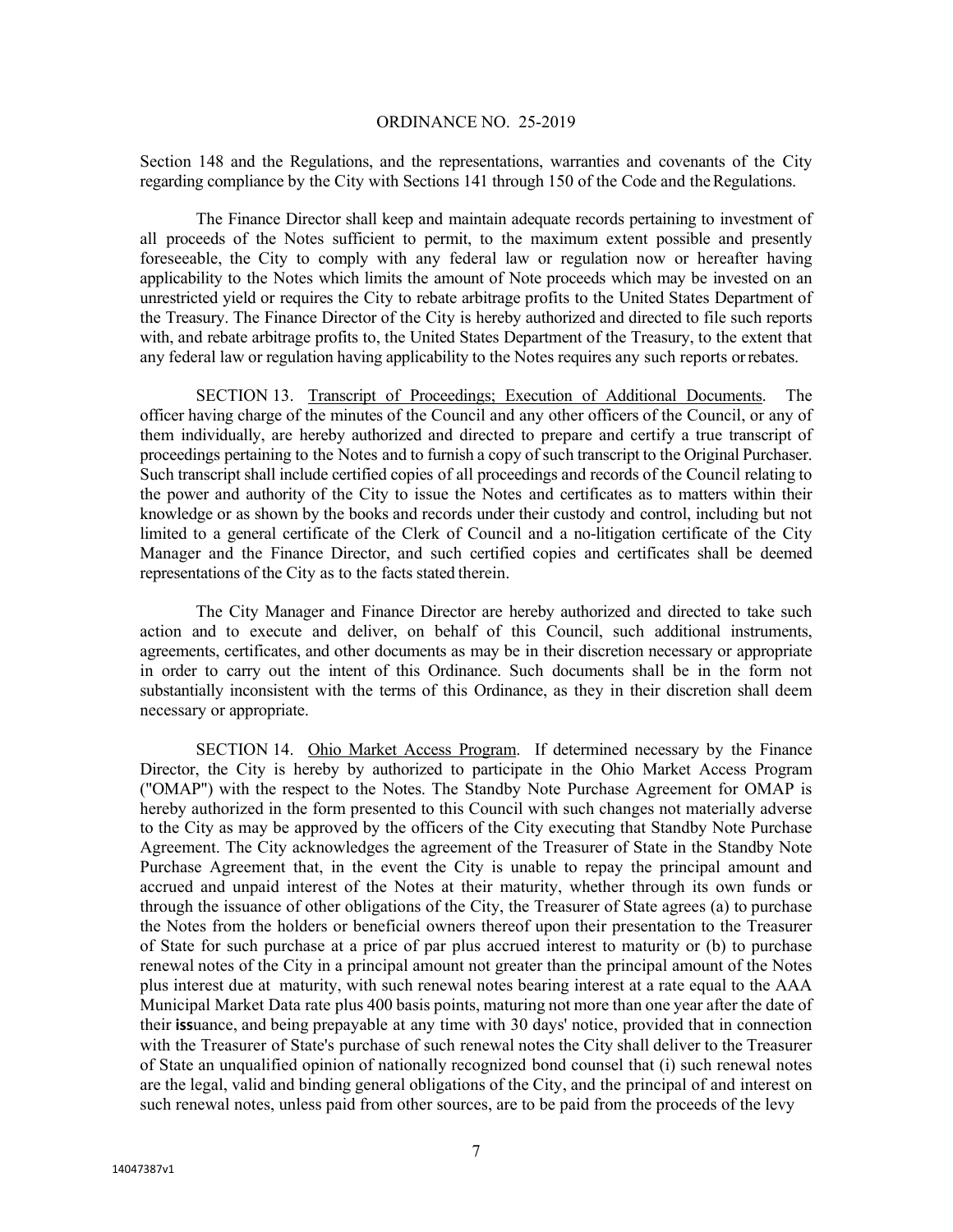Section 148 and the Regulations, and the representations, warranties and covenants of the City regarding compliance by the City with Sections 141 through 150 of the Code and the Regulations.

The Finance Director shall keep and maintain adequate records pertaining to investment of all proceeds of the Notes sufficient to permit, to the maximum extent possible and presently foreseeable, the City to comply with any federal law or regulation now or hereafter having applicability to the Notes which limits the amount of Note proceeds which may be invested on an unrestricted yield or requires the City to rebate arbitrage profits to the United States Department of the Treasury. The Finance Director of the City is hereby authorized and directed to file such reports with, and rebate arbitrage profits to, the United States Department of the Treasury, to the extent that any federal law or regulation having applicability to the Notes requires any such reports or rebates.

SECTION 13. Transcript of Proceedings; Execution of Additional Documents. The officer having charge of the minutes of the Council and any other officers of the Council, or any of them individually, are hereby authorized and directed to prepare and certify a true transcript of proceedings pertaining to the Notes and to furnish a copy of such transcript to the Original Purchaser. Such transcript shall include certified copies of all proceedings and records of the Council relating to the power and authority of the City to issue the Notes and certificates as to matters within their knowledge or as shown by the books and records under their custody and control, including but not limited to a general certificate of the Clerk of Council and a no-litigation certificate of the City Manager and the Finance Director, and such certified copies and certificates shall be deemed representations of the City as to the facts stated therein.

The City Manager and Finance Director are hereby authorized and directed to take such action and to execute and deliver, on behalf of this Council, such additional instruments, agreements, certificates, and other documents as may be in their discretion necessary or appropriate in order to carry out the intent of this Ordinance. Such documents shall be in the form not substantially inconsistent with the terms of this Ordinance, as they in their discretion shall deem necessary or appropriate.

SECTION 14. Ohio Market Access Program. If determined necessary by the Finance Director, the City is hereby by authorized to participate in the Ohio Market Access Program ("OMAP") with the respect to the Notes. The Standby Note Purchase Agreement for OMAP is hereby authorized in the form presented to this Council with such changes not materially adverse to the City as may be approved by the officers of the City executing that Standby Note Purchase Agreement. The City acknowledges the agreement of the Treasurer of State in the Standby Note Purchase Agreement that, in the event the City is unable to repay the principal amount and accrued and unpaid interest of the Notes at their maturity, whether through its own funds or through the issuance of other obligations of the City, the Treasurer of State agrees (a) to purchase the Notes from the holders or beneficial owners thereof upon their presentation to the Treasurer of State for such purchase at a price of par plus accrued interest to maturity or (b) to purchase renewal notes of the City in a principal amount not greater than the principal amount of the Notes plus interest due at maturity, with such renewal notes bearing interest at a rate equal to the AAA Municipal Market Data rate plus 400 basis points, maturing not more than one year after the date of their issuance, and being prepayable at any time with 30 days' notice, provided that in connection with the Treasurer of State's purchase of such renewal notes the City shall deliver to the Treasurer of State an unqualified opinion of nationally recognized bond counsel that (i) such renewal notes are the legal, valid and binding general obligations of the City, and the principal of and interest on such renewal notes, unless paid from other sources, are to be paid from the proceeds of the levy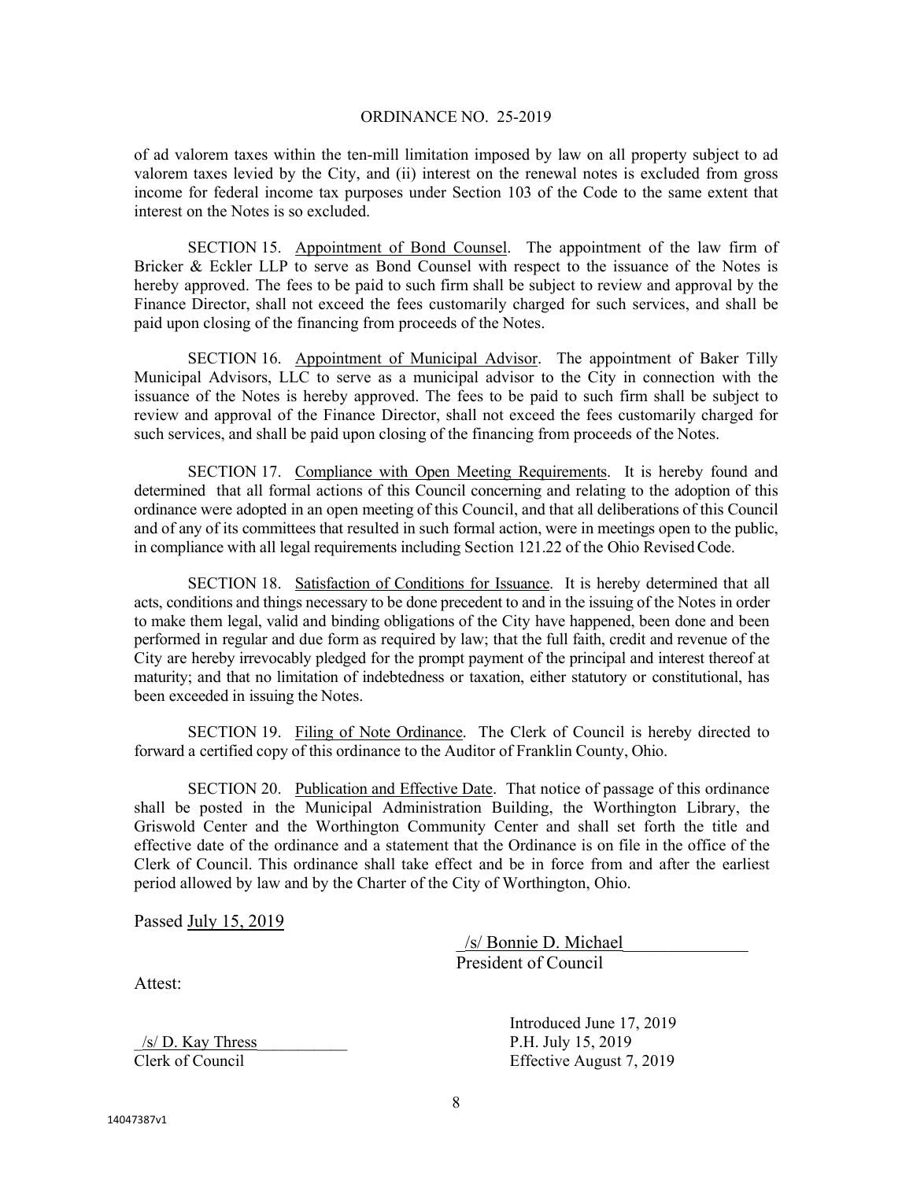ORDINANCE NO. 25-2019

of ad valorem taxes within the ten-mill limitation imposed by law on all property subject to ad valorem taxes levied by the City, and (ii) interest on the renewal notes is excluded from gross income for federal income tax purposes under Section 103 of the Code to the same extent that interest on the Notes is so excluded.

SECTION 15. Appointment of Bond Counsel. The appointment of the law firm of Bricker & Eckler LLP to serve as Bond Counsel with respect to the issuance of the Notes is hereby approved. The fees to be paid to such firm shall be subject to review and approval by the Finance Director, shall not exceed the fees customarily charged for such services, and shall be paid upon closing of the financing from proceeds of the Notes.

SECTION 16. Appointment of Municipal Advisor. The appointment of Baker Tilly Municipal Advisors, LLC to serve as a municipal advisor to the City in connection with the issuance of the Notes is hereby approved. The fees to be paid to such firm shall be subject to review and approval of the Finance Director, shall not exceed the fees customarily charged for such services, and shall be paid upon closing of the financing from proceeds of the Notes.

SECTION 17. Compliance with Open Meeting Requirements. It is hereby found and determined that all formal actions of this Council concerning and relating to the adoption of this ordinance were adopted in an open meeting of this Council, and that all deliberations of this Council and of any of its committees that resulted in such formal action, were in meetings open to the public, in compliance with all legal requirements including Section 121.22 of the Ohio Revised Code.

SECTION 18. Satisfaction of Conditions for Issuance. It is hereby determined that all acts, conditions and things necessary to be done precedent to and in the issuing of the Notes in order to make them legal, valid and binding obligations of the City have happened, been done and been performed in regular and due form as required by law; that the full faith, credit and revenue of the City are hereby irrevocably pledged for the prompt payment of the principal and interest thereof at maturity; and that no limitation of indebtedness or taxation, either statutory or constitutional, has been exceeded in issuing the Notes.

SECTION 19. Filing of Note Ordinance. The Clerk of Council is hereby directed to forward a certified copy of this ordinance to the Auditor of Franklin County, Ohio.

SECTION 20. Publication and Effective Date. That notice of passage of this ordinance shall be posted in the Municipal Administration Building, the Worthington Library, the Griswold Center and the Worthington Community Center and shall set forth the title and effective date of the ordinance and a statement that the Ordinance is on file in the office of the Clerk of Council. This ordinance shall take effect and be in force from and after the earliest period allowed by law and by the Charter of the City of Worthington, Ohio.

Passed July 15, 2019

/s/ Bonnie D. Michael
President of Council

Attest:

/s/ D. Kay Thress
Clerk of Council

Introduced June 17, 2019
P.H. July 15, 2019
Effective August 7, 2019

14047387v1